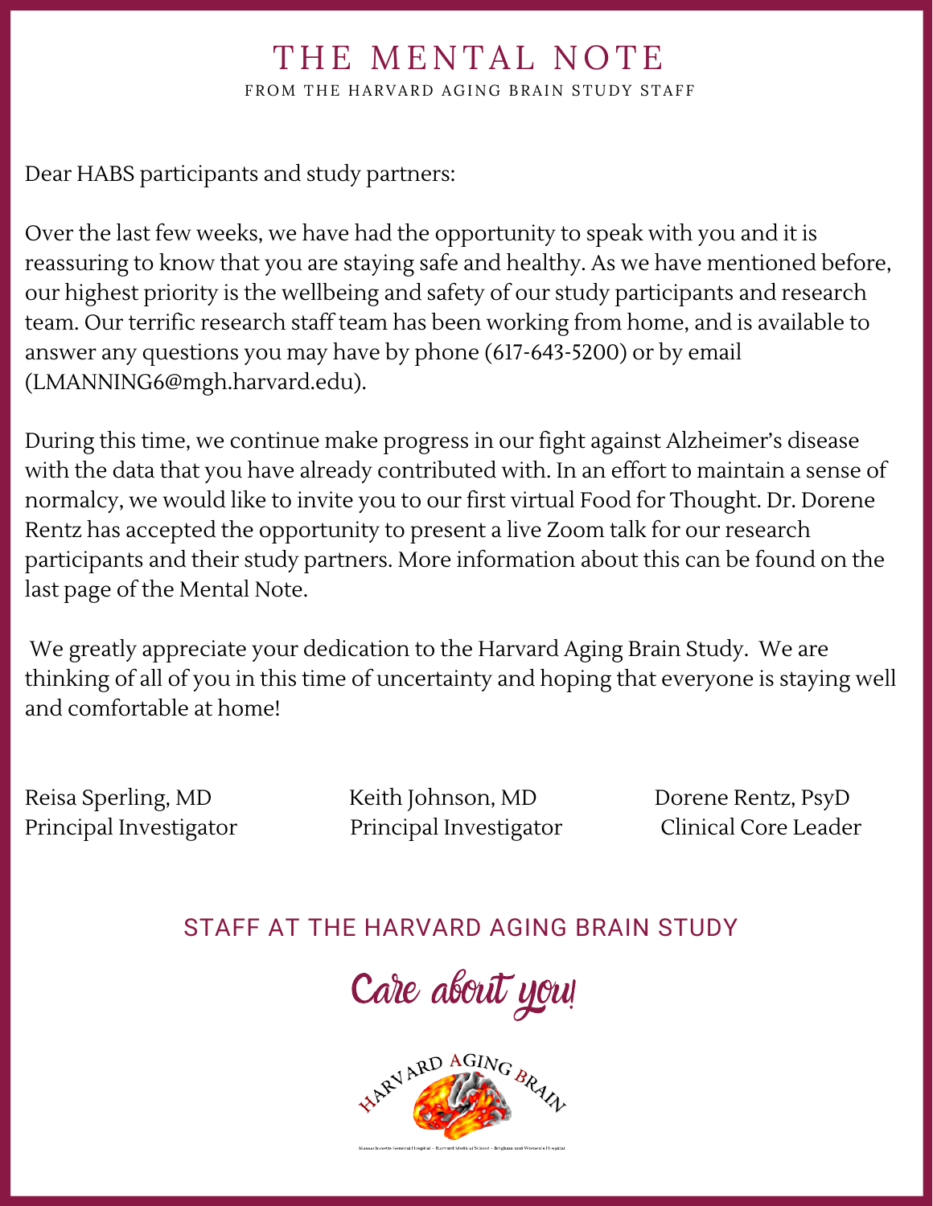# THE MENTAL NOTE

FROM THE HARVARD AGING BRAIN STUDY STAFF

Dear HABS participants and study partners:

Over the last few weeks, we have had the opportunity to speak with you and it is reassuring to know that you are staying safe and healthy. As we have mentioned before, our highest priority is the wellbeing and safety of our study participants and research team. Our terrific research staff team has been working from home, and is available to answer any questions you may have by phone (617-643-5200) or by email (LMANNING6@mgh.harvard.edu).

During this time, we continue make progress in our fight against Alzheimer's disease with the data that you have already contributed with. In an effort to maintain a sense of normalcy, we would like to invite you to our first virtual Food for Thought. Dr. Dorene Rentz has accepted the opportunity to present a live Zoom talk for our research participants and their study partners. More information about this can be found on the last page of the Mental Note.

We greatly appreciate your dedication to the Harvard Aging Brain Study. We are thinking of all of you in this time of uncertainty and hoping that everyone is staying well and comfortable at home!

Reisa Sperling, MD
Principal Investigator

Keith Johnson, MD
Principal Investigator

Dorene Rentz, PsyD
Clinical Core Leader

STAFF AT THE HARVARD AGING BRAIN STUDY

*Care about you!*

HARVARD AGING BRAIN

Massachusetts General Hospital • Harvard Medical School • Brigham and Women's Hospital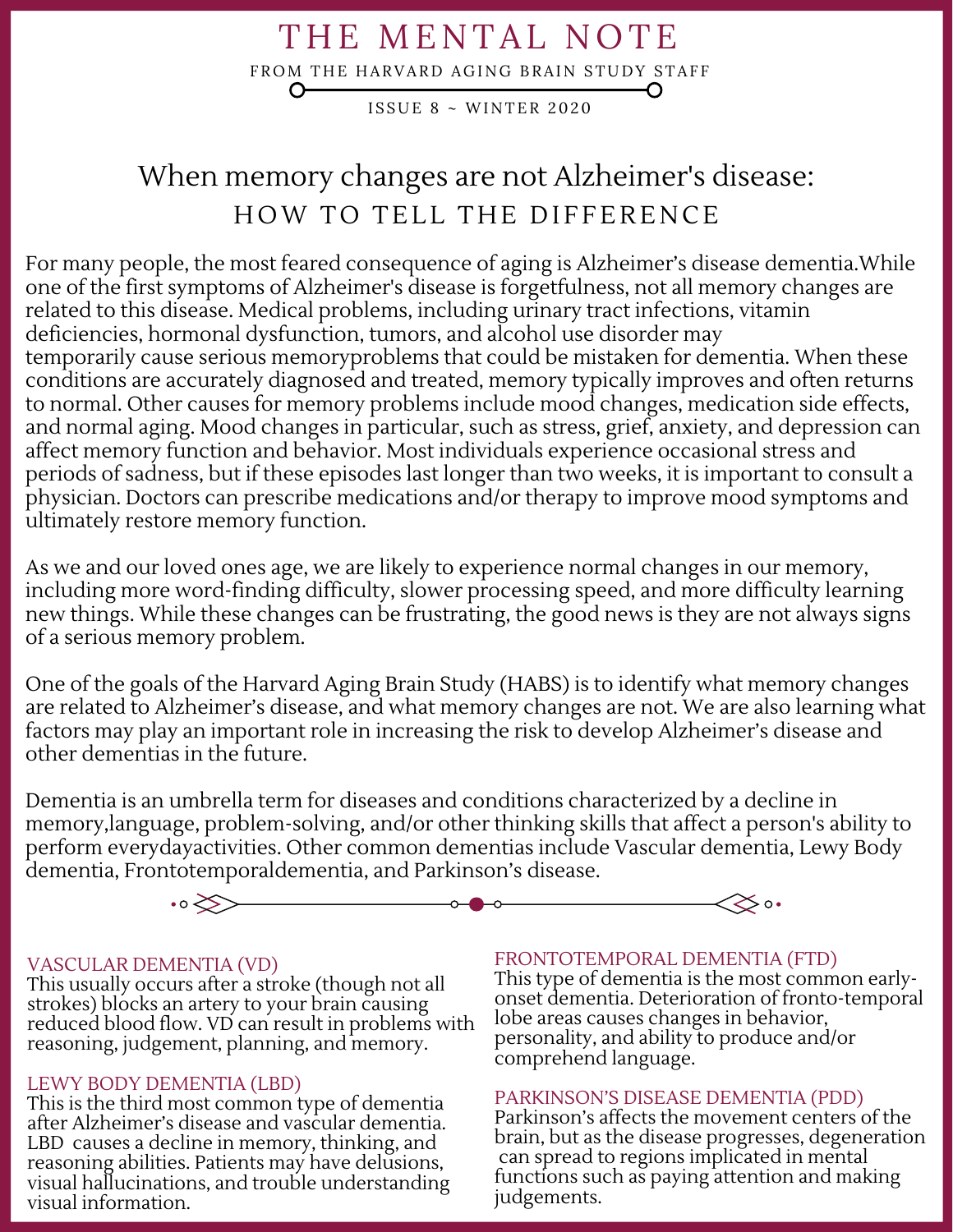# THE MENTAL NOTE

FROM THE HARVARD AGING BRAIN STUDY STAFF

ISSUE 8 ~ WINTER 2020

## When memory changes are not Alzheimer's disease:

## HOW TO TELL THE DIFFERENCE

For many people, the most feared consequence of aging is Alzheimer's disease dementia.While one of the first symptoms of Alzheimer's disease is forgetfulness, not all memory changes are related to this disease. Medical problems, including urinary tract infections, vitamin deficiencies, hormonal dysfunction, tumors, and alcohol use disorder may temporarily cause serious memoryproblems that could be mistaken for dementia. When these conditions are accurately diagnosed and treated, memory typically improves and often returns to normal. Other causes for memory problems include mood changes, medication side effects, and normal aging. Mood changes in particular, such as stress, grief, anxiety, and depression can affect memory function and behavior. Most individuals experience occasional stress and periods of sadness, but if these episodes last longer than two weeks, it is important to consult a physician. Doctors can prescribe medications and/or therapy to improve mood symptoms and ultimately restore memory function.

As we and our loved ones age, we are likely to experience normal changes in our memory, including more word-finding difficulty, slower processing speed, and more difficulty learning new things. While these changes can be frustrating, the good news is they are not always signs of a serious memory problem.

One of the goals of the Harvard Aging Brain Study (HABS) is to identify what memory changes are related to Alzheimer's disease, and what memory changes are not. We are also learning what factors may play an important role in increasing the risk to develop Alzheimer's disease and other dementias in the future.

Dementia is an umbrella term for diseases and conditions characterized by a decline in memory,language, problem-solving, and/or other thinking skills that affect a person's ability to perform everydayactivities. Other common dementias include Vascular dementia, Lewy Body dementia, Frontotemporaldementia, and Parkinson's disease.

### VASCULAR DEMENTIA (VD)

This usually occurs after a stroke (though not all strokes) blocks an artery to your brain causing reduced blood flow. VD can result in problems with reasoning, judgement, planning, and memory.

### LEWY BODY DEMENTIA (LBD)

This is the third most common type of dementia after Alzheimer's disease and vascular dementia. LBD causes a decline in memory, thinking, and reasoning abilities. Patients may have delusions, visual hallucinations, and trouble understanding visual information.

### FRONTOTEMPORAL DEMENTIA (FTD)

This type of dementia is the most common early-onset dementia. Deterioration of fronto-temporal lobe areas causes changes in behavior, personality, and ability to produce and/or comprehend language.

### PARKINSON'S DISEASE DEMENTIA (PDD)

Parkinson's affects the movement centers of the brain, but as the disease progresses, degeneration can spread to regions implicated in mental functions such as paying attention and making judgements.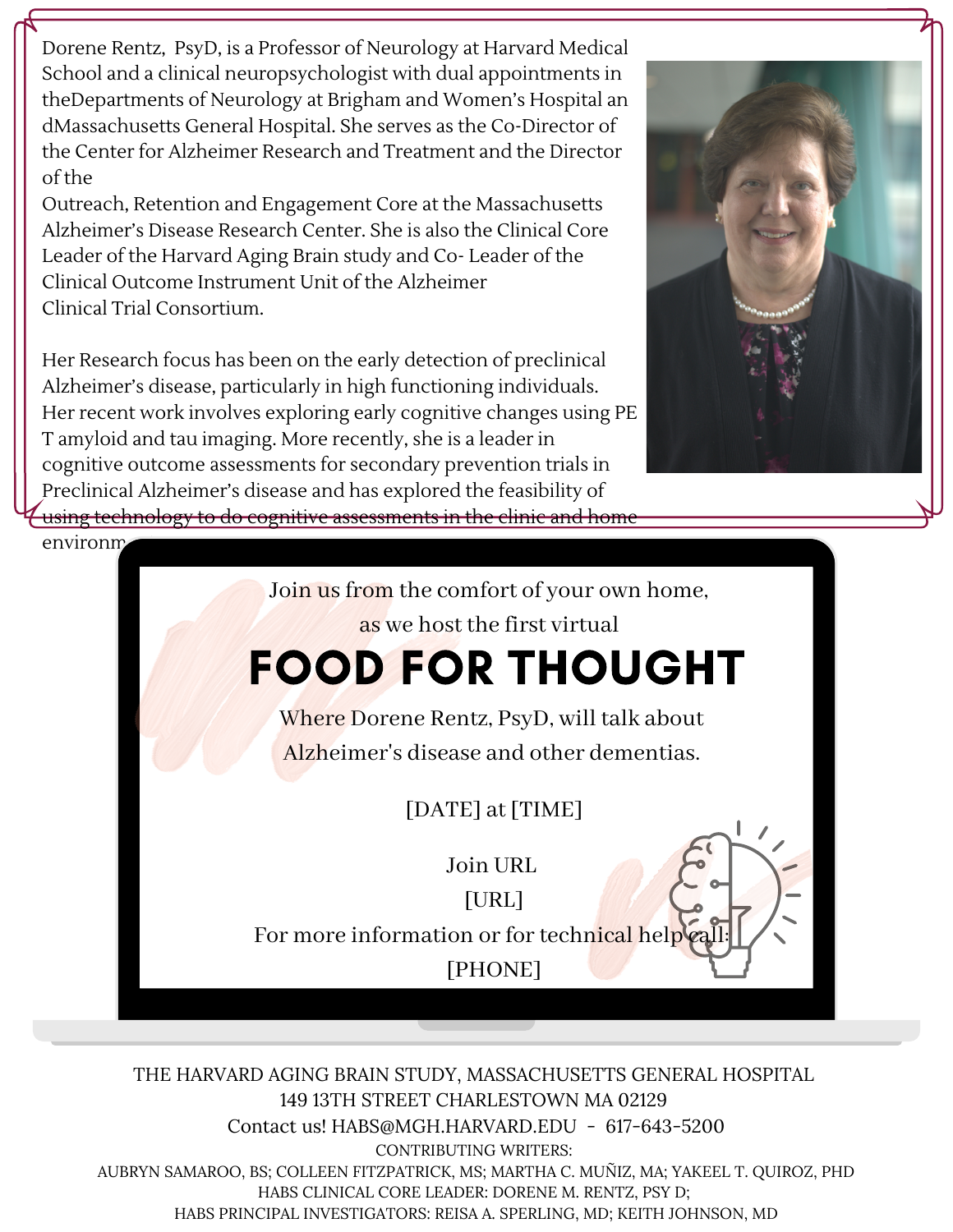Dorene Rentz, PsyD, is a Professor of Neurology at Harvard Medical School and a clinical neuropsychologist with dual appointments in theDepartments of Neurology at Brigham and Women's Hospital an dMassachusetts General Hospital. She serves as the Co-Director of the Center for Alzheimer Research and Treatment and the Director of the Outreach, Retention and Engagement Core at the Massachusetts Alzheimer's Disease Research Center. She is also the Clinical Core Leader of the Harvard Aging Brain study and Co- Leader of the Clinical Outcome Instrument Unit of the Alzheimer Clinical Trial Consortium.

Her Research focus has been on the early detection of preclinical Alzheimer's disease, particularly in high functioning individuals. Her recent work involves exploring early cognitive changes using PE T amyloid and tau imaging. More recently, she is a leader in cognitive outcome assessments for secondary prevention trials in Preclinical Alzheimer's disease and has explored the feasibility of using technology to do cognitive assessments in the clinic and home environm

Join us from the comfort of your own home, as we host the first virtual

# FOOD FOR THOUGHT

Where Dorene Rentz, PsyD, will talk about Alzheimer's disease and other dementias.

[DATE] at [TIME]

Join URL
[URL]

For more information or for technical help call:
[PHONE]

THE HARVARD AGING BRAIN STUDY, MASSACHUSETTS GENERAL HOSPITAL
149 13TH STREET CHARLESTOWN MA 02129
Contact us! HABS@MGH.HARVARD.EDU - 617-643-5200

CONTRIBUTING WRITERS:
AUBRYN SAMAROO, BS; COLLEEN FITZPATRICK, MS; MARTHA C. MUÑIZ, MA; YAKEEL T. QUIROZ, PHD
HABS CLINICAL CORE LEADER: DORENE M. RENTZ, PSY D;
HABS PRINCIPAL INVESTIGATORS: REISA A. SPERLING, MD; KEITH JOHNSON, MD